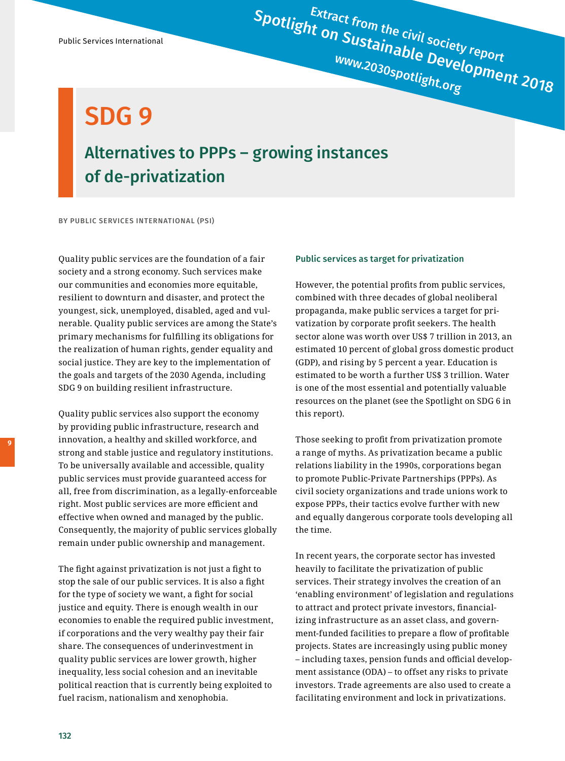Extract from the civil society report
Spotlight on Sustainable Development 2018
www.2030spotlight.org

# SDG 9

## Alternatives to PPPs – growing instances of de-privatization

BY PUBLIC SERVICES INTERNATIONAL (PSI)

Quality public services are the foundation of a fair society and a strong economy. Such services make our communities and economies more equitable, resilient to downturn and disaster, and protect the youngest, sick, unemployed, disabled, aged and vulnerable. Quality public services are among the State's primary mechanisms for fulfilling its obligations for the realization of human rights, gender equality and social justice. They are key to the implementation of the goals and targets of the 2030 Agenda, including SDG 9 on building resilient infrastructure.

Quality public services also support the economy by providing public infrastructure, research and innovation, a healthy and skilled workforce, and strong and stable justice and regulatory institutions. To be universally available and accessible, quality public services must provide guaranteed access for all, free from discrimination, as a legally-enforceable right. Most public services are more efficient and effective when owned and managed by the public. Consequently, the majority of public services globally remain under public ownership and management.

The fight against privatization is not just a fight to stop the sale of our public services. It is also a fight for the type of society we want, a fight for social justice and equity. There is enough wealth in our economies to enable the required public investment, if corporations and the very wealthy pay their fair share. The consequences of underinvestment in quality public services are lower growth, higher inequality, less social cohesion and an inevitable political reaction that is currently being exploited to fuel racism, nationalism and xenophobia.

### Public services as target for privatization

However, the potential profits from public services, combined with three decades of global neoliberal propaganda, make public services a target for privatization by corporate profit seekers. The health sector alone was worth over US$ 7 trillion in 2013, an estimated 10 percent of global gross domestic product (GDP), and rising by 5 percent a year. Education is estimated to be worth a further US$ 3 trillion. Water is one of the most essential and potentially valuable resources on the planet (see the Spotlight on SDG 6 in this report).

Those seeking to profit from privatization promote a range of myths. As privatization became a public relations liability in the 1990s, corporations began to promote Public-Private Partnerships (PPPs). As civil society organizations and trade unions work to expose PPPs, their tactics evolve further with new and equally dangerous corporate tools developing all the time.

In recent years, the corporate sector has invested heavily to facilitate the privatization of public services. Their strategy involves the creation of an 'enabling environment' of legislation and regulations to attract and protect private investors, financializing infrastructure as an asset class, and government-funded facilities to prepare a flow of profitable projects. States are increasingly using public money – including taxes, pension funds and official development assistance (ODA) – to offset any risks to private investors. Trade agreements are also used to create a facilitating environment and lock in privatizations.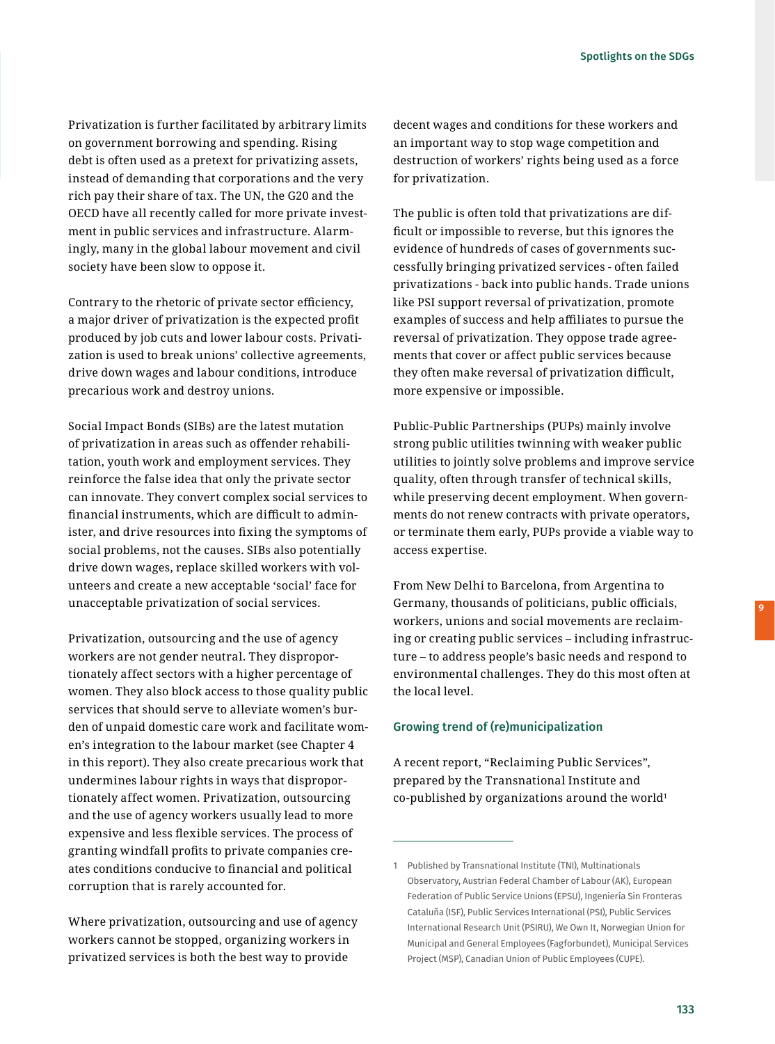Privatization is further facilitated by arbitrary limits on government borrowing and spending. Rising debt is often used as a pretext for privatizing assets, instead of demanding that corporations and the very rich pay their share of tax. The UN, the G20 and the OECD have all recently called for more private investment in public services and infrastructure. Alarmingly, many in the global labour movement and civil society have been slow to oppose it.

Contrary to the rhetoric of private sector efficiency, a major driver of privatization is the expected profit produced by job cuts and lower labour costs. Privatization is used to break unions' collective agreements, drive down wages and labour conditions, introduce precarious work and destroy unions.

Social Impact Bonds (SIBs) are the latest mutation of privatization in areas such as offender rehabilitation, youth work and employment services. They reinforce the false idea that only the private sector can innovate. They convert complex social services to financial instruments, which are difficult to administer, and drive resources into fixing the symptoms of social problems, not the causes. SIBs also potentially drive down wages, replace skilled workers with volunteers and create a new acceptable 'social' face for unacceptable privatization of social services.

Privatization, outsourcing and the use of agency workers are not gender neutral. They disproportionately affect sectors with a higher percentage of women. They also block access to those quality public services that should serve to alleviate women's burden of unpaid domestic care work and facilitate women's integration to the labour market (see Chapter 4 in this report). They also create precarious work that undermines labour rights in ways that disproportionately affect women. Privatization, outsourcing and the use of agency workers usually lead to more expensive and less flexible services. The process of granting windfall profits to private companies creates conditions conducive to financial and political corruption that is rarely accounted for.

Where privatization, outsourcing and use of agency workers cannot be stopped, organizing workers in privatized services is both the best way to provide decent wages and conditions for these workers and an important way to stop wage competition and destruction of workers' rights being used as a force for privatization.

The public is often told that privatizations are difficult or impossible to reverse, but this ignores the evidence of hundreds of cases of governments successfully bringing privatized services - often failed privatizations - back into public hands. Trade unions like PSI support reversal of privatization, promote examples of success and help affiliates to pursue the reversal of privatization. They oppose trade agreements that cover or affect public services because they often make reversal of privatization difficult, more expensive or impossible.

Public-Public Partnerships (PUPs) mainly involve strong public utilities twinning with weaker public utilities to jointly solve problems and improve service quality, often through transfer of technical skills, while preserving decent employment. When governments do not renew contracts with private operators, or terminate them early, PUPs provide a viable way to access expertise.

From New Delhi to Barcelona, from Argentina to Germany, thousands of politicians, public officials, workers, unions and social movements are reclaiming or creating public services – including infrastructure – to address people's basic needs and respond to environmental challenges. They do this most often at the local level.

### Growing trend of (re)municipalization

A recent report, "Reclaiming Public Services", prepared by the Transnational Institute and co-published by organizations around the world[1]

---

1 Published by Transnational Institute (TNI), Multinationals Observatory, Austrian Federal Chamber of Labour (AK), European Federation of Public Service Unions (EPSU), Ingeniería Sin Fronteras Cataluña (ISF), Public Services International (PSI), Public Services International Research Unit (PSIRU), We Own It, Norwegian Union for Municipal and General Employees (Fagforbundet), Municipal Services Project (MSP), Canadian Union of Public Employees (CUPE).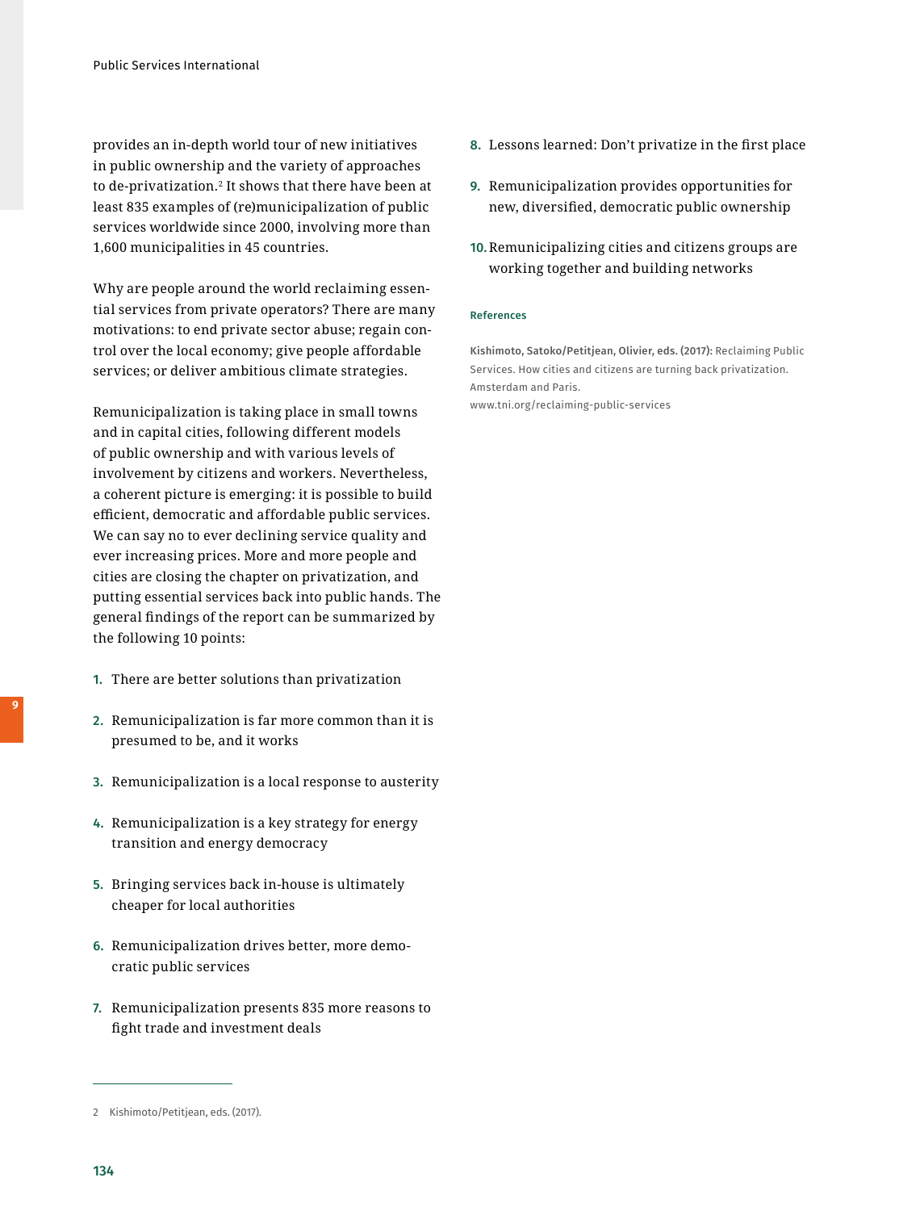provides an in-depth world tour of new initiatives in public ownership and the variety of approaches to de-privatization.[2] It shows that there have been at least 835 examples of (re)municipalization of public services worldwide since 2000, involving more than 1,600 municipalities in 45 countries.

Why are people around the world reclaiming essential services from private operators? There are many motivations: to end private sector abuse; regain control over the local economy; give people affordable services; or deliver ambitious climate strategies.

Remunicipalization is taking place in small towns and in capital cities, following different models of public ownership and with various levels of involvement by citizens and workers. Nevertheless, a coherent picture is emerging: it is possible to build efficient, democratic and affordable public services. We can say no to ever declining service quality and ever increasing prices. More and more people and cities are closing the chapter on privatization, and putting essential services back into public hands. The general findings of the report can be summarized by the following 10 points:

1. There are better solutions than privatization
2. Remunicipalization is far more common than it is presumed to be, and it works
3. Remunicipalization is a local response to austerity
4. Remunicipalization is a key strategy for energy transition and energy democracy
5. Bringing services back in-house is ultimately cheaper for local authorities
6. Remunicipalization drives better, more democratic public services
7. Remunicipalization presents 835 more reasons to fight trade and investment deals
8. Lessons learned: Don't privatize in the first place
9. Remunicipalization provides opportunities for new, diversified, democratic public ownership
10. Remunicipalizing cities and citizens groups are working together and building networks

#### References

**Kishimoto, Satoko/Petitjean, Olivier, eds. (2017):** Reclaiming Public Services. How cities and citizens are turning back privatization. Amsterdam and Paris.
www.tni.org/reclaiming-public-services

---

2 Kishimoto/Petitjean, eds. (2017).